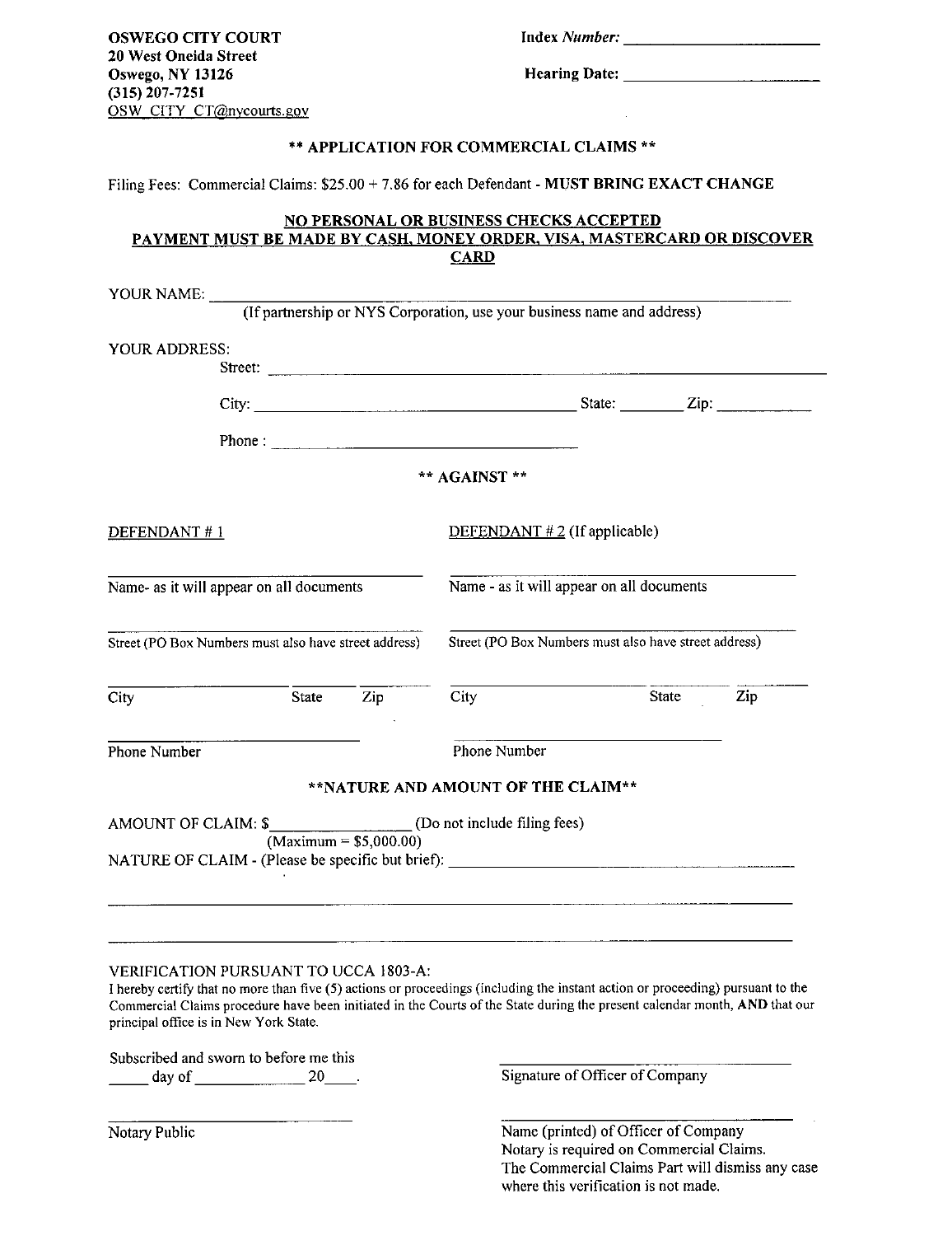**OSWEGO CITY COURT**
**20 West Oneida Street**
**Oswego, NY 13126**
**(315) 207-7251**
OSW_CITY_CT@nycourts.gov

**Index** ***Number:*** ________________________

**Hearing Date:** ________________________

## ** APPLICATION FOR COMMERCIAL CLAIMS **

Filing Fees: Commercial Claims: $25.00 + 7.86 for each Defendant - **MUST BRING EXACT CHANGE**

**NO PERSONAL OR BUSINESS CHECKS ACCEPTED**
**PAYMENT MUST BE MADE BY CASH, MONEY ORDER, VISA, MASTERCARD OR DISCOVER CARD**

YOUR NAME: ____________________________________________________________
(If partnership or NYS Corporation, use your business name and address)

YOUR ADDRESS:

Street: ____________________________________________________________

City: ______________________________ State: ________ Zip: ____________

Phone : ______________________________

**** AGAINST ****

| DEFENDANT # 1 | DEFENDANT # 2 (If applicable) |
|---|---|
| ______________________________ | ______________________________ |
| Name- as it will appear on all documents | Name - as it will appear on all documents |
| ______________________________ | ______________________________ |
| Street (PO Box Numbers must also have street address) | Street (PO Box Numbers must also have street address) |
| ____________ ______ ______ | ____________ ______ ______ |
| City State Zip | City State Zip |
| ______________________________ | ______________________________ |
| Phone Number | Phone Number |

****NATURE AND AMOUNT OF THE CLAIM****

AMOUNT OF CLAIM: $________________ (Do not include filing fees)
(Maximum = $5,000.00)

NATURE OF CLAIM - (Please be specific but brief): ______________________________

____________________________________________________________

____________________________________________________________

VERIFICATION PURSUANT TO UCCA 1803-A:
I hereby certify that no more than five (5) actions or proceedings (including the instant action or proceeding) pursuant to the Commercial Claims procedure have been initiated in the Courts of the State during the present calendar month, **AND** that our principal office is in New York State.

Subscribed and sworn to before me this
_____ day of _____________ 20____.

______________________________
Signature of Officer of Company

______________________________
Notary Public

______________________________
Name (printed) of Officer of Company
Notary is required on Commercial Claims.
The Commercial Claims Part will dismiss any case where this verification is not made.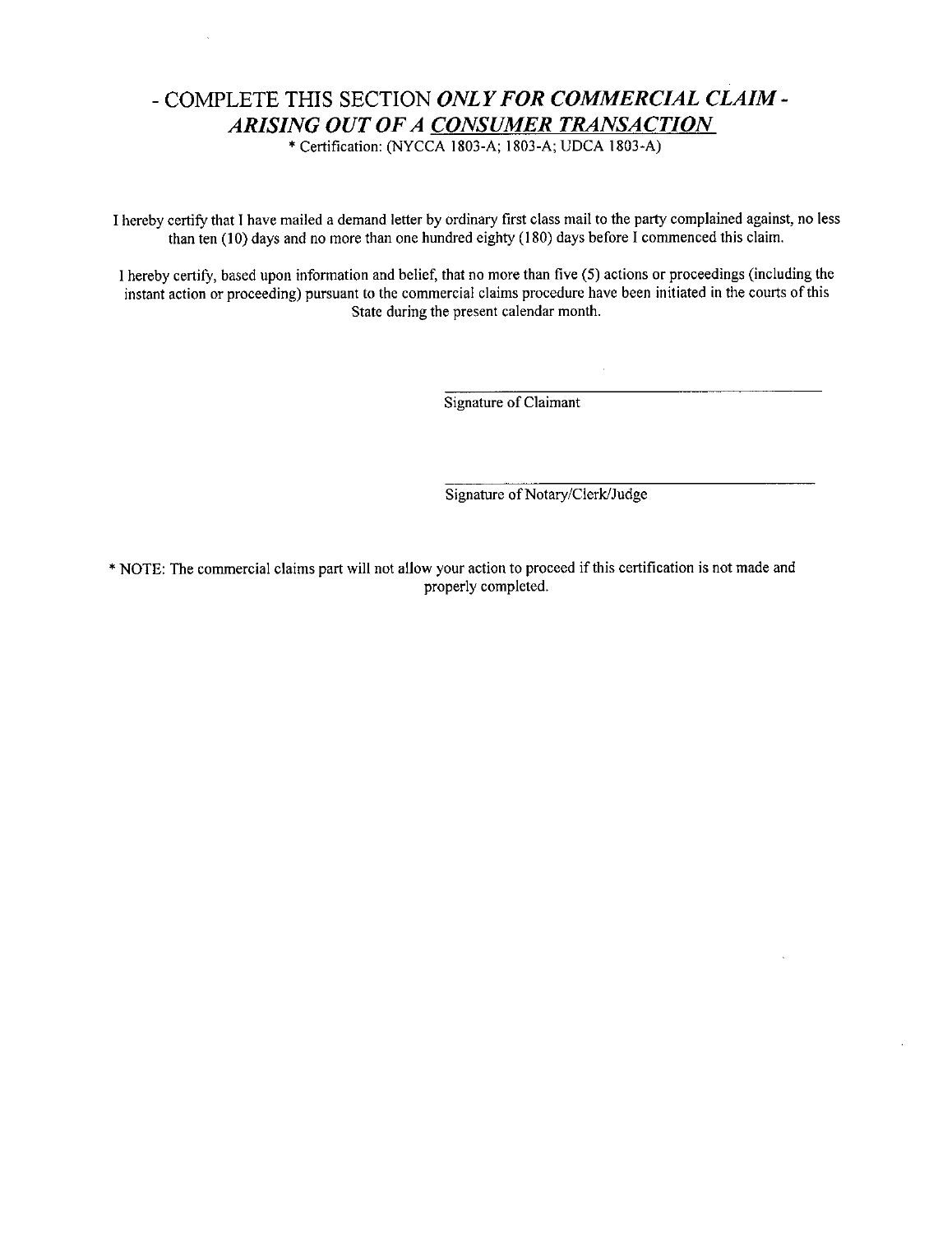## - COMPLETE THIS SECTION ***ONLY FOR COMMERCIAL CLAIM - ARISING OUT OF A <u>CONSUMER TRANSACTION</u>***

* Certification: (NYCCA 1803-A; 1803-A; UDCA 1803-A)

I hereby certify that I have mailed a demand letter by ordinary first class mail to the party complained against, no less than ten (10) days and no more than one hundred eighty (180) days before I commenced this claim.

I hereby certify, based upon information and belief, that no more than five (5) actions or proceedings (including the instant action or proceeding) pursuant to the commercial claims procedure have been initiated in the courts of this State during the present calendar month.

\_\_\_\_\_\_\_\_\_\_\_\_\_\_\_\_\_\_\_\_\_\_\_\_\_\_\_\_\_\_\_\_\_\_\_\_\_\_\_\_
Signature of Claimant

\_\_\_\_\_\_\_\_\_\_\_\_\_\_\_\_\_\_\_\_\_\_\_\_\_\_\_\_\_\_\_\_\_\_\_\_\_\_\_\_
Signature of Notary/Clerk/Judge

* NOTE: The commercial claims part will not allow your action to proceed if this certification is not made and properly completed.